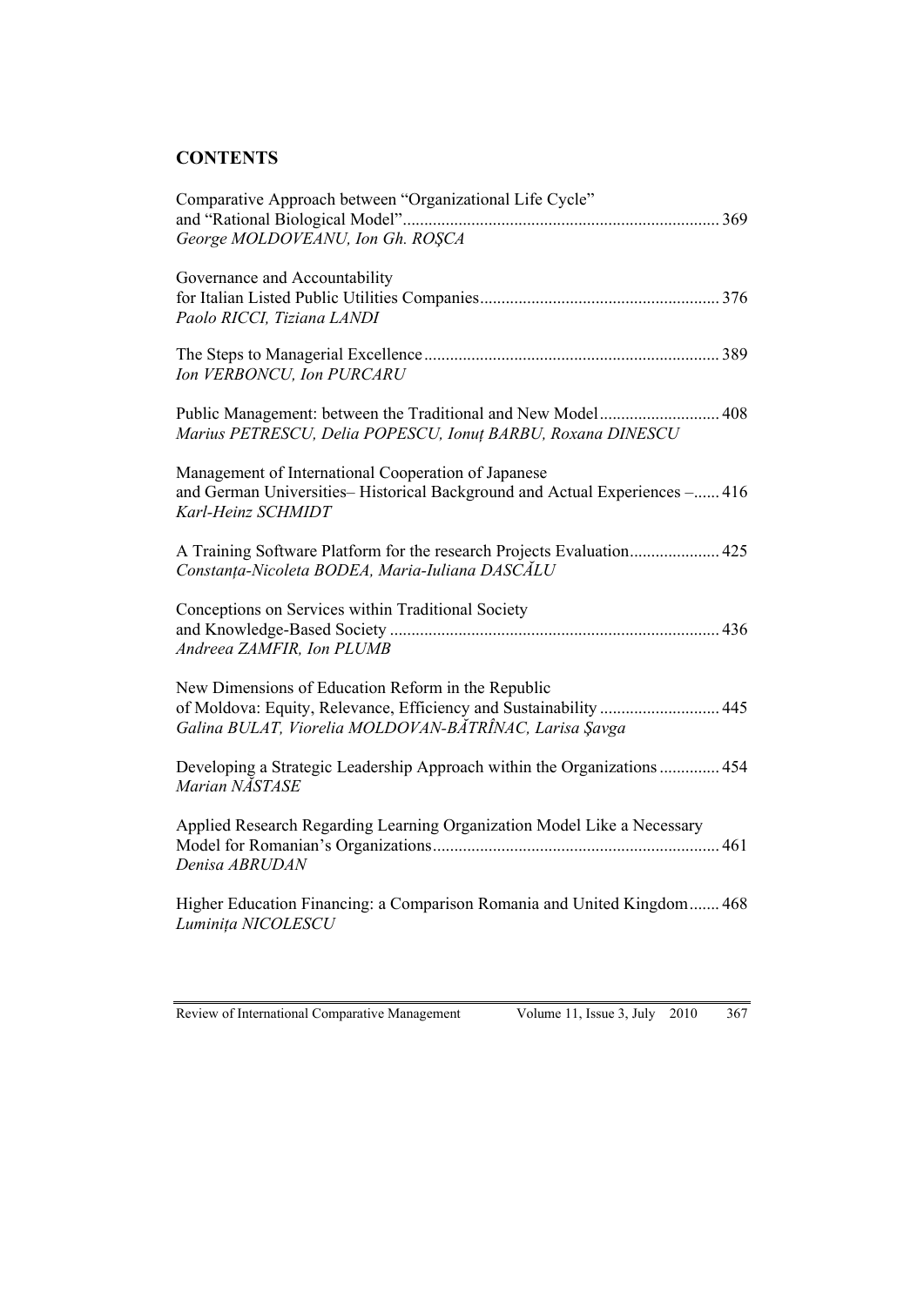## CONTENTS

Comparative Approach between "Organizational Life Cycle" and "Rational Biological Model" ........ 369
*George MOLDOVEANU, Ion Gh. ROŞCA*

Governance and Accountability for Italian Listed Public Utilities Companies ........ 376
*Paolo RICCI, Tiziana LANDI*

The Steps to Managerial Excellence ........ 389
*Ion VERBONCU, Ion PURCARU*

Public Management: between the Traditional and New Model ........ 408
*Marius PETRESCU, Delia POPESCU, Ionuţ BARBU, Roxana DINESCU*

Management of International Cooperation of Japanese and German Universities– Historical Background and Actual Experiences – ........ 416
*Karl-Heinz SCHMIDT*

A Training Software Platform for the research Projects Evaluation ........ 425
*Constanța-Nicoleta BODEA, Maria-Iuliana DASCĂLU*

Conceptions on Services within Traditional Society and Knowledge-Based Society ........ 436
*Andreea ZAMFIR, Ion PLUMB*

New Dimensions of Education Reform in the Republic of Moldova: Equity, Relevance, Efficiency and Sustainability ........ 445
*Galina BULAT, Viorelia MOLDOVAN-BĂTRÎNAC, Larisa Şavga*

Developing a Strategic Leadership Approach within the Organizations ........ 454
*Marian NĂSTASE*

Applied Research Regarding Learning Organization Model Like a Necessary Model for Romanian's Organizations ........ 461
*Denisa ABRUDAN*

Higher Education Financing: a Comparison Romania and United Kingdom ........ 468
*Luminița NICOLESCU*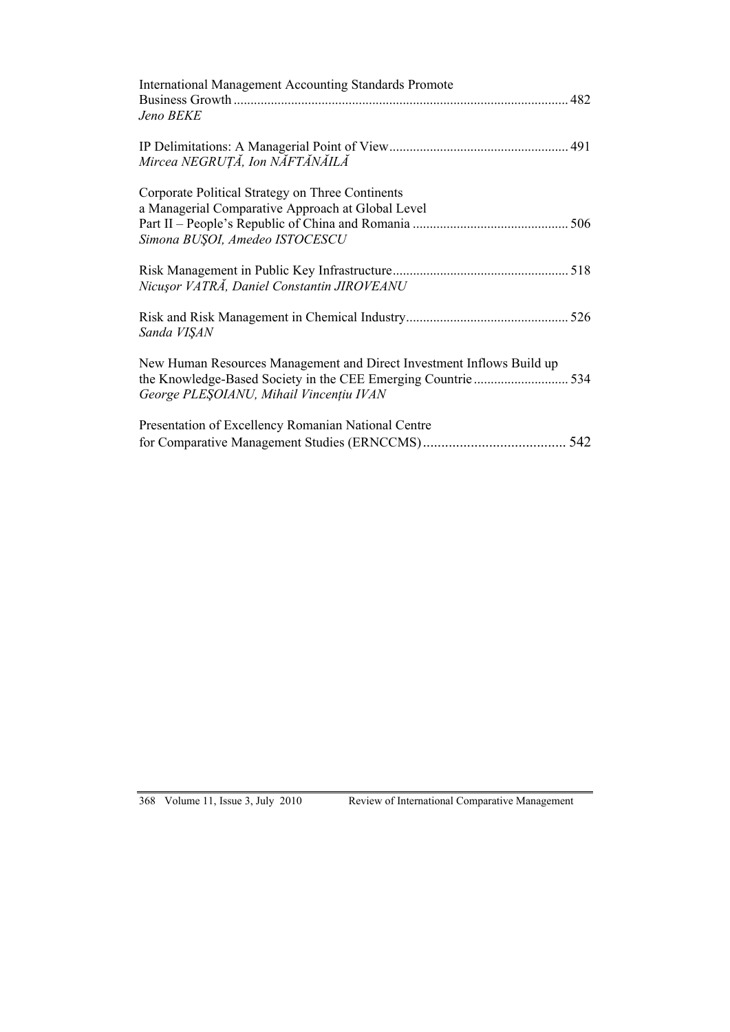International Management Accounting Standards Promote Business Growth .................................................................................................. 482
*Jeno BEKE*

IP Delimitations: A Managerial Point of View.................................................... 491
*Mircea NEGRUȚĂ, Ion NĂFTĂNĂILĂ*

Corporate Political Strategy on Three Continents a Managerial Comparative Approach at Global Level Part II – People's Republic of China and Romania ............................................. 506
*Simona BUȘOI, Amedeo ISTOCESCU*

Risk Management in Public Key Infrastructure................................................... 518
*Nicușor VATRĂ, Daniel Constantin JIROVEANU*

Risk and Risk Management in Chemical Industry............................................... 526
*Sanda VIȘAN*

New Human Resources Management and Direct Investment Inflows Build up the Knowledge-Based Society in the CEE Emerging Countrie ........................... 534
*George PLEȘOIANU, Mihail Vincențiu IVAN*

Presentation of Excellency Romanian National Centre for Comparative Management Studies (ERNCCMS) ....................................... 542